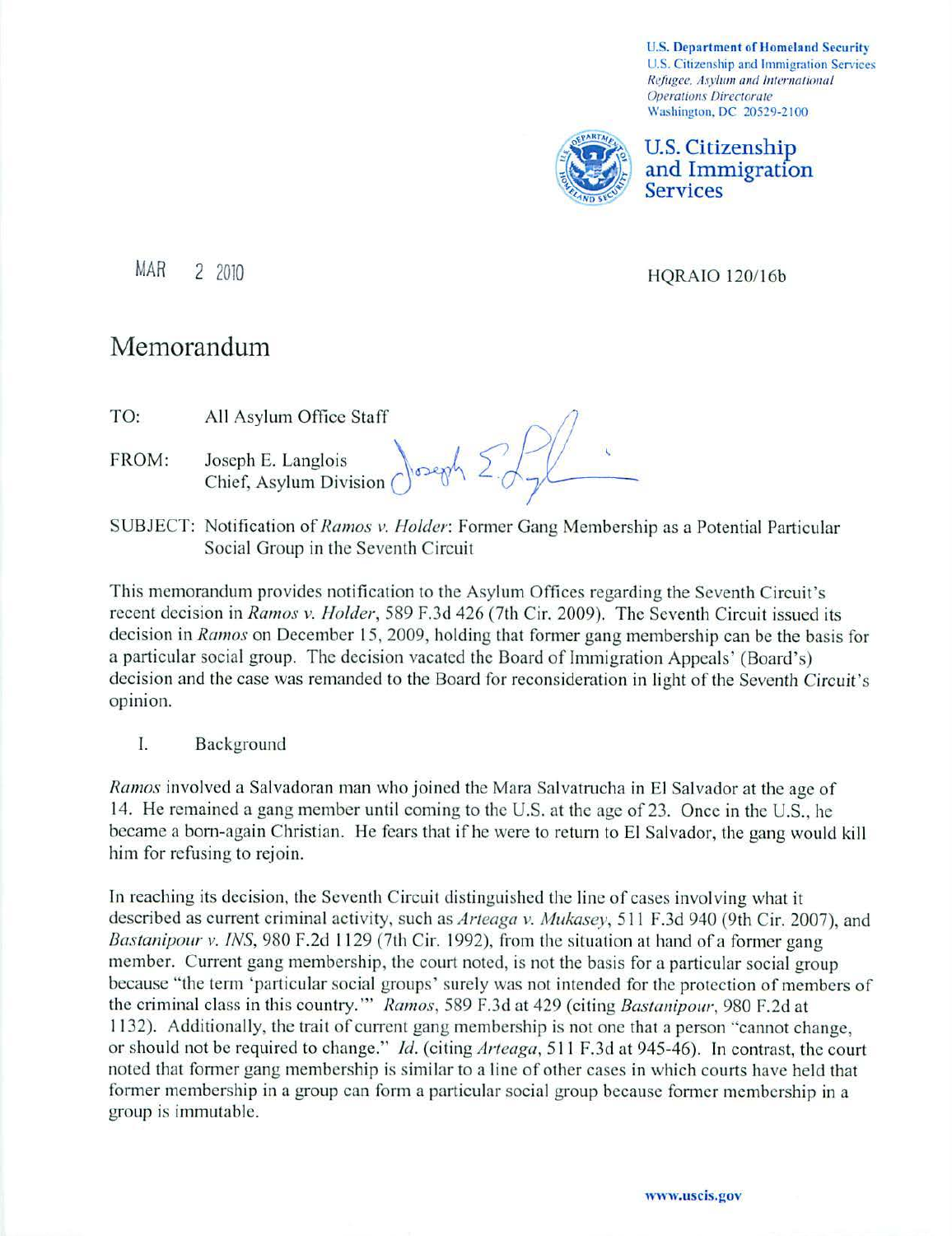U.S. Department of Homeland Security
U.S. Citizenship and Immigration Services
*Refugee, Asylum and International Operations Directorate*
Washington, DC 20529-2100

**U.S. Citizenship and Immigration Services**

MAR 2 2010

HQRAIO 120/16b

# Memorandum

TO: All Asylum Office Staff

FROM: Joseph E. Langlois
Chief, Asylum Division

SUBJECT: Notification of *Ramos v. Holder*: Former Gang Membership as a Potential Particular Social Group in the Seventh Circuit

This memorandum provides notification to the Asylum Offices regarding the Seventh Circuit's recent decision in *Ramos v. Holder*, 589 F.3d 426 (7th Cir. 2009). The Seventh Circuit issued its decision in *Ramos* on December 15, 2009, holding that former gang membership can be the basis for a particular social group. The decision vacated the Board of Immigration Appeals' (Board's) decision and the case was remanded to the Board for reconsideration in light of the Seventh Circuit's opinion.

## I. Background

*Ramos* involved a Salvadoran man who joined the Mara Salvatrucha in El Salvador at the age of 14. He remained a gang member until coming to the U.S. at the age of 23. Once in the U.S., he became a born-again Christian. He fears that if he were to return to El Salvador, the gang would kill him for refusing to rejoin.

In reaching its decision, the Seventh Circuit distinguished the line of cases involving what it described as current criminal activity, such as *Arteaga v. Mukasey*, 511 F.3d 940 (9th Cir. 2007), and *Bastanipour v. INS*, 980 F.2d 1129 (7th Cir. 1992), from the situation at hand of a former gang member. Current gang membership, the court noted, is not the basis for a particular social group because "the term 'particular social groups' surely was not intended for the protection of members of the criminal class in this country.'" *Ramos*, 589 F.3d at 429 (citing *Bastanipour*, 980 F.2d at 1132). Additionally, the trait of current gang membership is not one that a person "cannot change, or should not be required to change." *Id.* (citing *Arteaga*, 511 F.3d at 945-46). In contrast, the court noted that former gang membership is similar to a line of other cases in which courts have held that former membership in a group can form a particular social group because former membership in a group is immutable.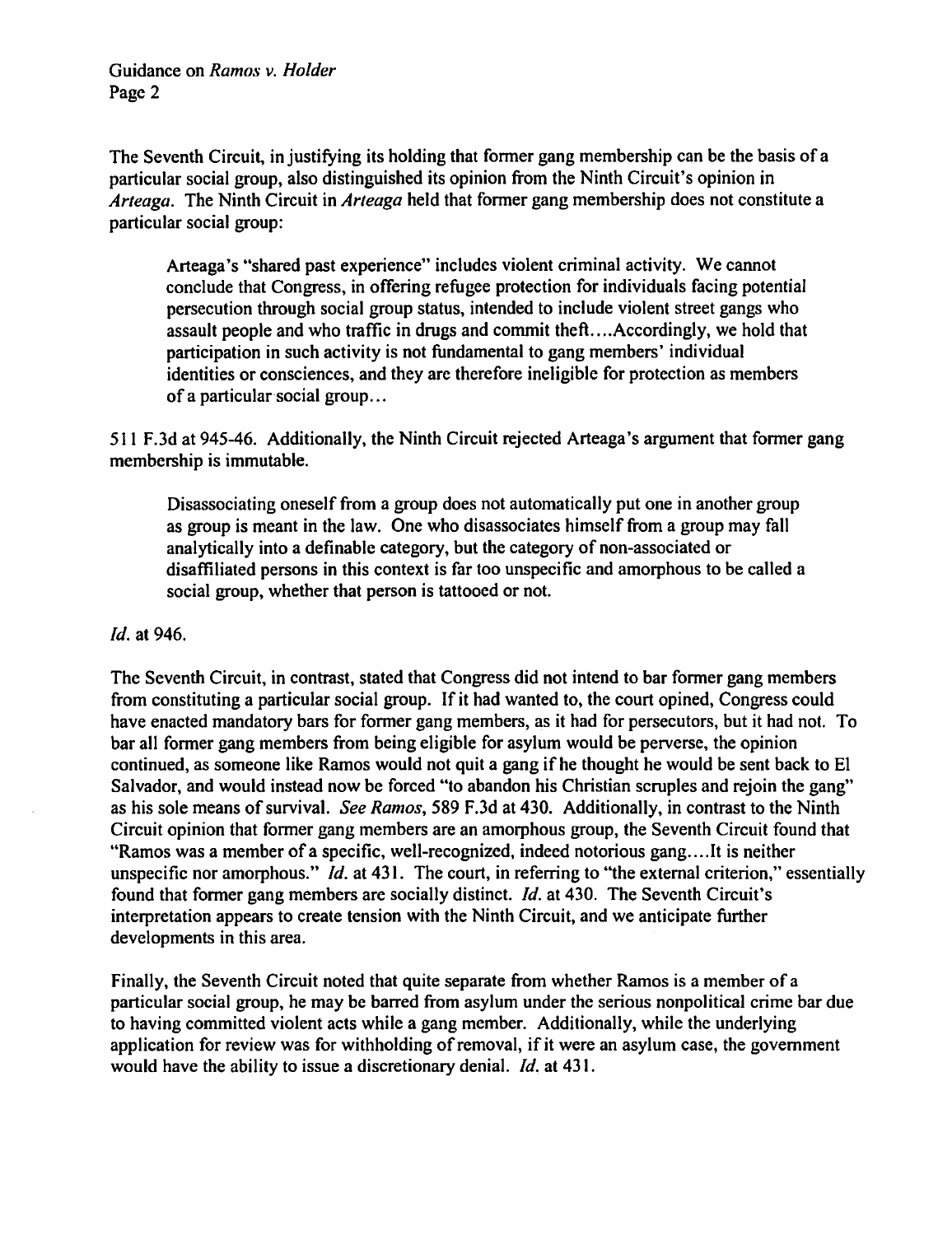The Seventh Circuit, in justifying its holding that former gang membership can be the basis of a particular social group, also distinguished its opinion from the Ninth Circuit's opinion in *Arteaga*. The Ninth Circuit in *Arteaga* held that former gang membership does not constitute a particular social group:

> Arteaga's "shared past experience" includes violent criminal activity. We cannot conclude that Congress, in offering refugee protection for individuals facing potential persecution through social group status, intended to include violent street gangs who assault people and who traffic in drugs and commit theft....Accordingly, we hold that participation in such activity is not fundamental to gang members' individual identities or consciences, and they are therefore ineligible for protection as members of a particular social group...

511 F.3d at 945-46. Additionally, the Ninth Circuit rejected Arteaga's argument that former gang membership is immutable.

> Disassociating oneself from a group does not automatically put one in another group as group is meant in the law. One who disassociates himself from a group may fall analytically into a definable category, but the category of non-associated or disaffiliated persons in this context is far too unspecific and amorphous to be called a social group, whether that person is tattooed or not.

*Id.* at 946.

The Seventh Circuit, in contrast, stated that Congress did not intend to bar former gang members from constituting a particular social group. If it had wanted to, the court opined, Congress could have enacted mandatory bars for former gang members, as it had for persecutors, but it had not. To bar all former gang members from being eligible for asylum would be perverse, the opinion continued, as someone like Ramos would not quit a gang if he thought he would be sent back to El Salvador, and would instead now be forced "to abandon his Christian scruples and rejoin the gang" as his sole means of survival. *See Ramos*, 589 F.3d at 430. Additionally, in contrast to the Ninth Circuit opinion that former gang members are an amorphous group, the Seventh Circuit found that "Ramos was a member of a specific, well-recognized, indeed notorious gang....It is neither unspecific nor amorphous." *Id.* at 431. The court, in referring to "the external criterion," essentially found that former gang members are socially distinct. *Id.* at 430. The Seventh Circuit's interpretation appears to create tension with the Ninth Circuit, and we anticipate further developments in this area.

Finally, the Seventh Circuit noted that quite separate from whether Ramos is a member of a particular social group, he may be barred from asylum under the serious nonpolitical crime bar due to having committed violent acts while a gang member. Additionally, while the underlying application for review was for withholding of removal, if it were an asylum case, the government would have the ability to issue a discretionary denial. *Id.* at 431.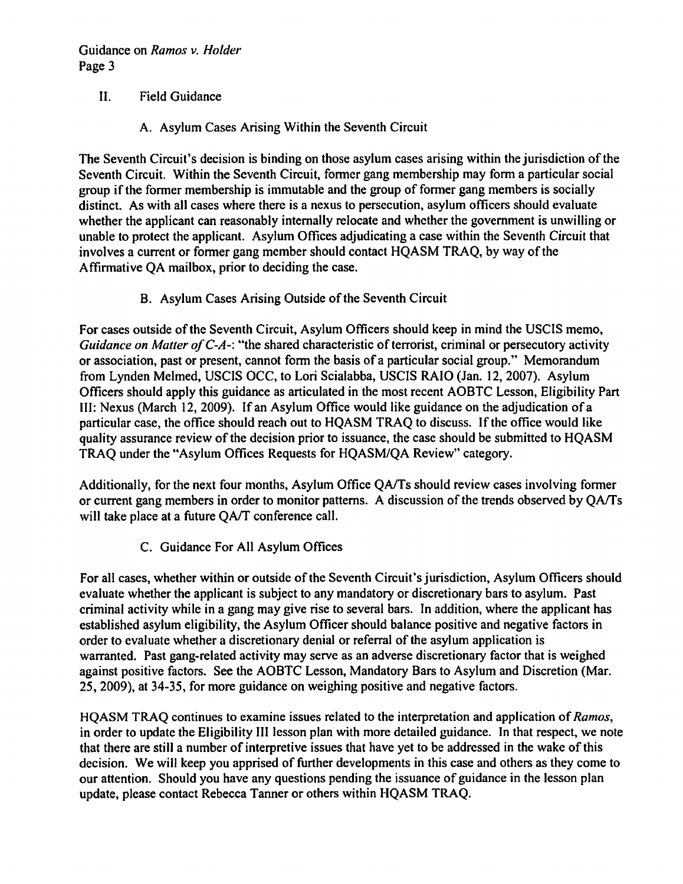## II. Field Guidance

### A. Asylum Cases Arising Within the Seventh Circuit

The Seventh Circuit's decision is binding on those asylum cases arising within the jurisdiction of the Seventh Circuit. Within the Seventh Circuit, former gang membership may form a particular social group if the former membership is immutable and the group of former gang members is socially distinct. As with all cases where there is a nexus to persecution, asylum officers should evaluate whether the applicant can reasonably internally relocate and whether the government is unwilling or unable to protect the applicant. Asylum Offices adjudicating a case within the Seventh Circuit that involves a current or former gang member should contact HQASM TRAQ, by way of the Affirmative QA mailbox, prior to deciding the case.

### B. Asylum Cases Arising Outside of the Seventh Circuit

For cases outside of the Seventh Circuit, Asylum Officers should keep in mind the USCIS memo, *Guidance on Matter of C-A-*: "the shared characteristic of terrorist, criminal or persecutory activity or association, past or present, cannot form the basis of a particular social group." Memorandum from Lynden Melmed, USCIS OCC, to Lori Scialabba, USCIS RAIO (Jan. 12, 2007). Asylum Officers should apply this guidance as articulated in the most recent AOBTC Lesson, Eligibility Part III: Nexus (March 12, 2009). If an Asylum Office would like guidance on the adjudication of a particular case, the office should reach out to HQASM TRAQ to discuss. If the office would like quality assurance review of the decision prior to issuance, the case should be submitted to HQASM TRAQ under the "Asylum Offices Requests for HQASM/QA Review" category.

Additionally, for the next four months, Asylum Office QA/Ts should review cases involving former or current gang members in order to monitor patterns. A discussion of the trends observed by QA/Ts will take place at a future QA/T conference call.

### C. Guidance For All Asylum Offices

For all cases, whether within or outside of the Seventh Circuit's jurisdiction, Asylum Officers should evaluate whether the applicant is subject to any mandatory or discretionary bars to asylum. Past criminal activity while in a gang may give rise to several bars. In addition, where the applicant has established asylum eligibility, the Asylum Officer should balance positive and negative factors in order to evaluate whether a discretionary denial or referral of the asylum application is warranted. Past gang-related activity may serve as an adverse discretionary factor that is weighed against positive factors. See the AOBTC Lesson, Mandatory Bars to Asylum and Discretion (Mar. 25, 2009), at 34-35, for more guidance on weighing positive and negative factors.

HQASM TRAQ continues to examine issues related to the interpretation and application of *Ramos*, in order to update the Eligibility III lesson plan with more detailed guidance. In that respect, we note that there are still a number of interpretive issues that have yet to be addressed in the wake of this decision. We will keep you apprised of further developments in this case and others as they come to our attention. Should you have any questions pending the issuance of guidance in the lesson plan update, please contact Rebecca Tanner or others within HQASM TRAQ.